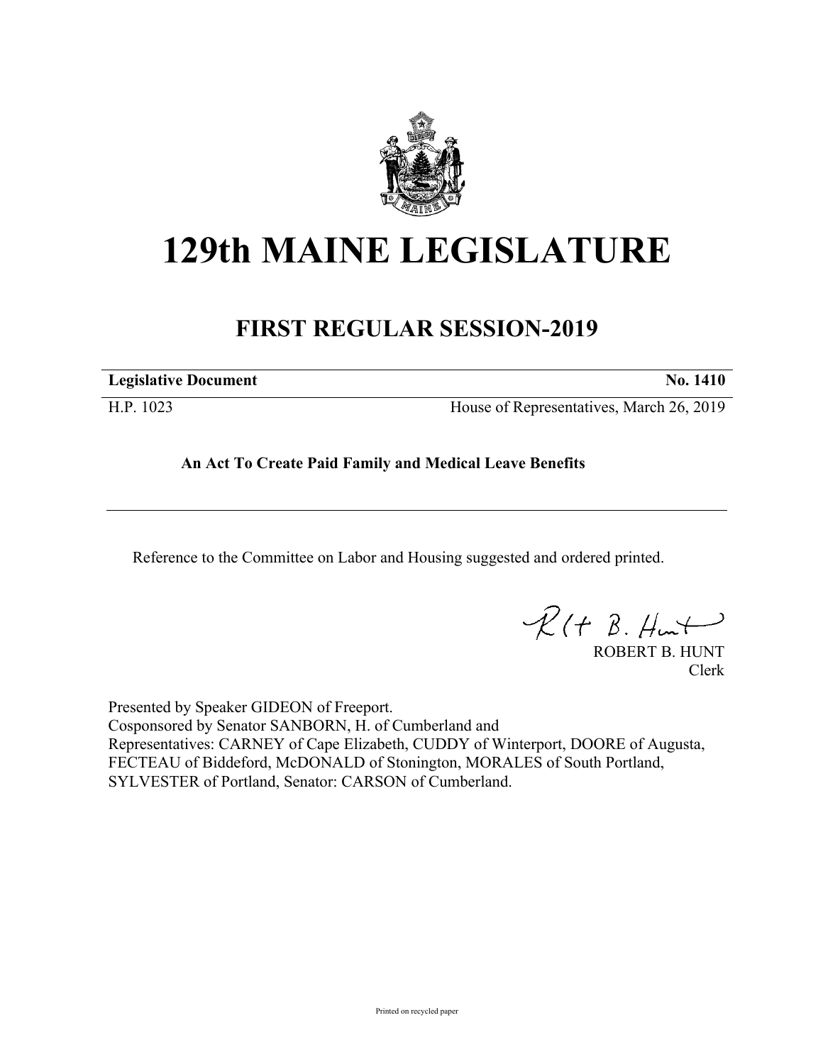# 129th MAINE LEGISLATURE

## FIRST REGULAR SESSION-2019

| **Legislative Document** | **No. 1410** |
|---|---|
| H.P. 1023 | House of Representatives, March 26, 2019 |

**An Act To Create Paid Family and Medical Leave Benefits**

---

Reference to the Committee on Labor and Housing suggested and ordered printed.

ROBERT B. HUNT
Clerk

Presented by Speaker GIDEON of Freeport.
Cosponsored by Senator SANBORN, H. of Cumberland and
Representatives: CARNEY of Cape Elizabeth, CUDDY of Winterport, DOORE of Augusta, FECTEAU of Biddeford, McDONALD of Stonington, MORALES of South Portland, SYLVESTER of Portland, Senator: CARSON of Cumberland.

Printed on recycled paper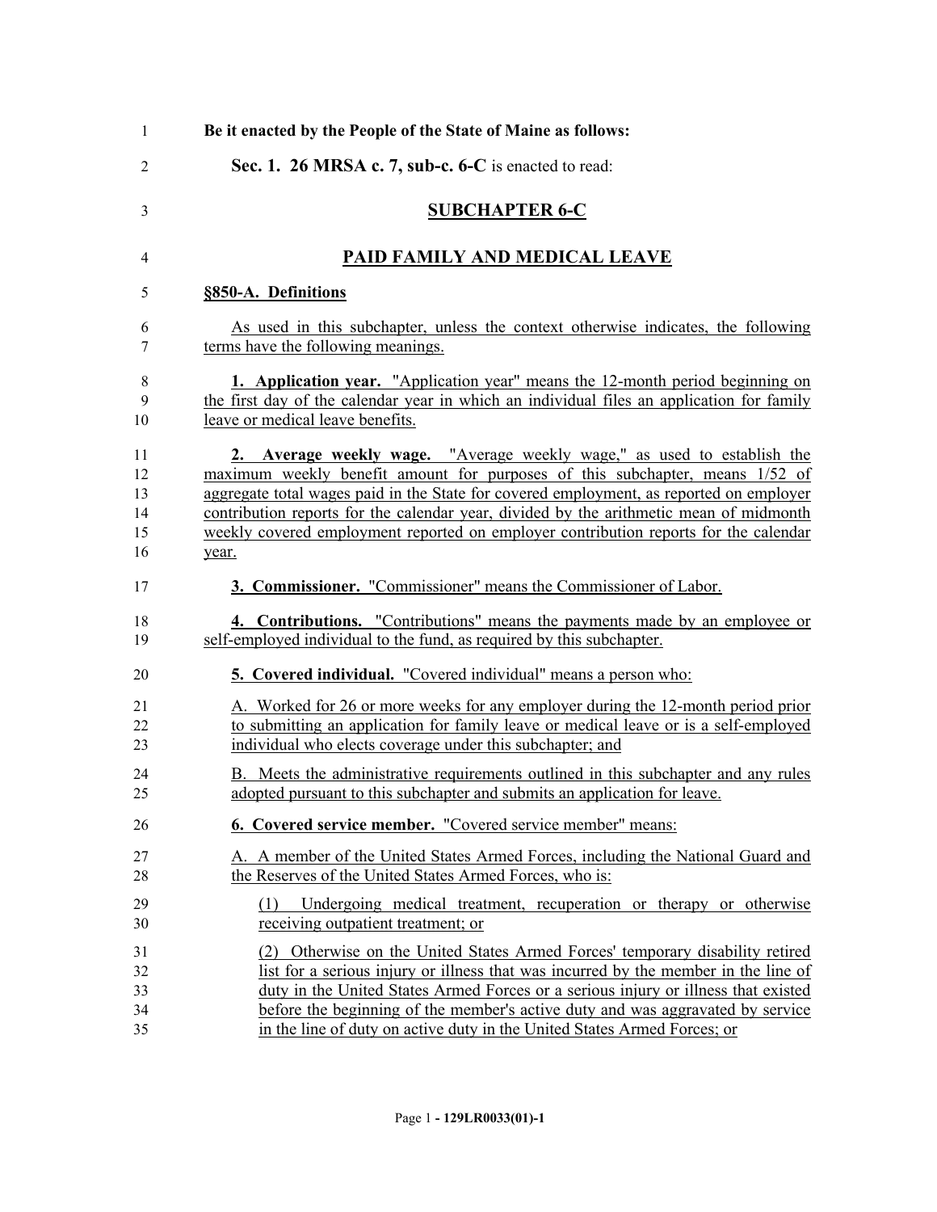**Be it enacted by the People of the State of Maine as follows:**

**Sec. 1. 26 MRSA c. 7, sub-c. 6-C** is enacted to read:

## SUBCHAPTER 6-C

## PAID FAMILY AND MEDICAL LEAVE

### §850-A. Definitions

As used in this subchapter, unless the context otherwise indicates, the following terms have the following meanings.

**1. Application year.** "Application year" means the 12-month period beginning on the first day of the calendar year in which an individual files an application for family leave or medical leave benefits.

**2. Average weekly wage.** "Average weekly wage," as used to establish the maximum weekly benefit amount for purposes of this subchapter, means 1/52 of aggregate total wages paid in the State for covered employment, as reported on employer contribution reports for the calendar year, divided by the arithmetic mean of midmonth weekly covered employment reported on employer contribution reports for the calendar year.

**3. Commissioner.** "Commissioner" means the Commissioner of Labor.

**4. Contributions.** "Contributions" means the payments made by an employee or self-employed individual to the fund, as required by this subchapter.

**5. Covered individual.** "Covered individual" means a person who:

A. Worked for 26 or more weeks for any employer during the 12-month period prior to submitting an application for family leave or medical leave or is a self-employed individual who elects coverage under this subchapter; and

B. Meets the administrative requirements outlined in this subchapter and any rules adopted pursuant to this subchapter and submits an application for leave.

**6. Covered service member.** "Covered service member" means:

A. A member of the United States Armed Forces, including the National Guard and the Reserves of the United States Armed Forces, who is:

(1) Undergoing medical treatment, recuperation or therapy or otherwise receiving outpatient treatment; or

(2) Otherwise on the United States Armed Forces' temporary disability retired list for a serious injury or illness that was incurred by the member in the line of duty in the United States Armed Forces or a serious injury or illness that existed before the beginning of the member's active duty and was aggravated by service in the line of duty on active duty in the United States Armed Forces; or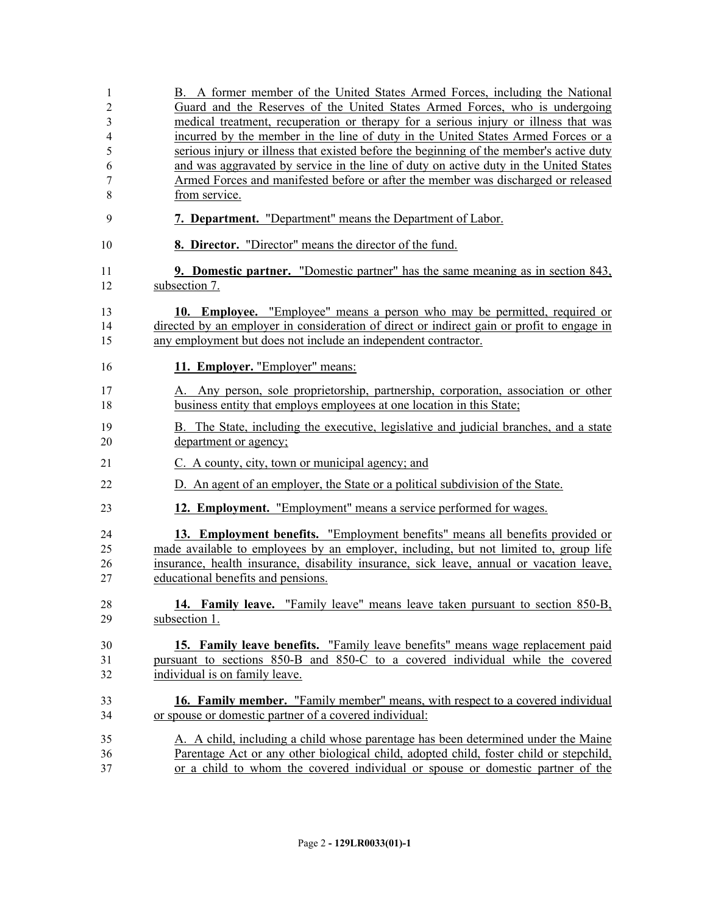B. A former member of the United States Armed Forces, including the National Guard and the Reserves of the United States Armed Forces, who is undergoing medical treatment, recuperation or therapy for a serious injury or illness that was incurred by the member in the line of duty in the United States Armed Forces or a serious injury or illness that existed before the beginning of the member's active duty and was aggravated by service in the line of duty on active duty in the United States Armed Forces and manifested before or after the member was discharged or released from service.

**7. Department.** "Department" means the Department of Labor.

**8. Director.** "Director" means the director of the fund.

**9. Domestic partner.** "Domestic partner" has the same meaning as in section 843, subsection 7.

**10. Employee.** "Employee" means a person who may be permitted, required or directed by an employer in consideration of direct or indirect gain or profit to engage in any employment but does not include an independent contractor.

**11. Employer.** "Employer" means:

A. Any person, sole proprietorship, partnership, corporation, association or other business entity that employs employees at one location in this State;

B. The State, including the executive, legislative and judicial branches, and a state department or agency;

C. A county, city, town or municipal agency; and

D. An agent of an employer, the State or a political subdivision of the State.

**12. Employment.** "Employment" means a service performed for wages.

**13. Employment benefits.** "Employment benefits" means all benefits provided or made available to employees by an employer, including, but not limited to, group life insurance, health insurance, disability insurance, sick leave, annual or vacation leave, educational benefits and pensions.

**14. Family leave.** "Family leave" means leave taken pursuant to section 850-B, subsection 1.

**15. Family leave benefits.** "Family leave benefits" means wage replacement paid pursuant to sections 850-B and 850-C to a covered individual while the covered individual is on family leave.

**16. Family member.** "Family member" means, with respect to a covered individual or spouse or domestic partner of a covered individual:

A. A child, including a child whose parentage has been determined under the Maine Parentage Act or any other biological child, adopted child, foster child or stepchild, or a child to whom the covered individual or spouse or domestic partner of the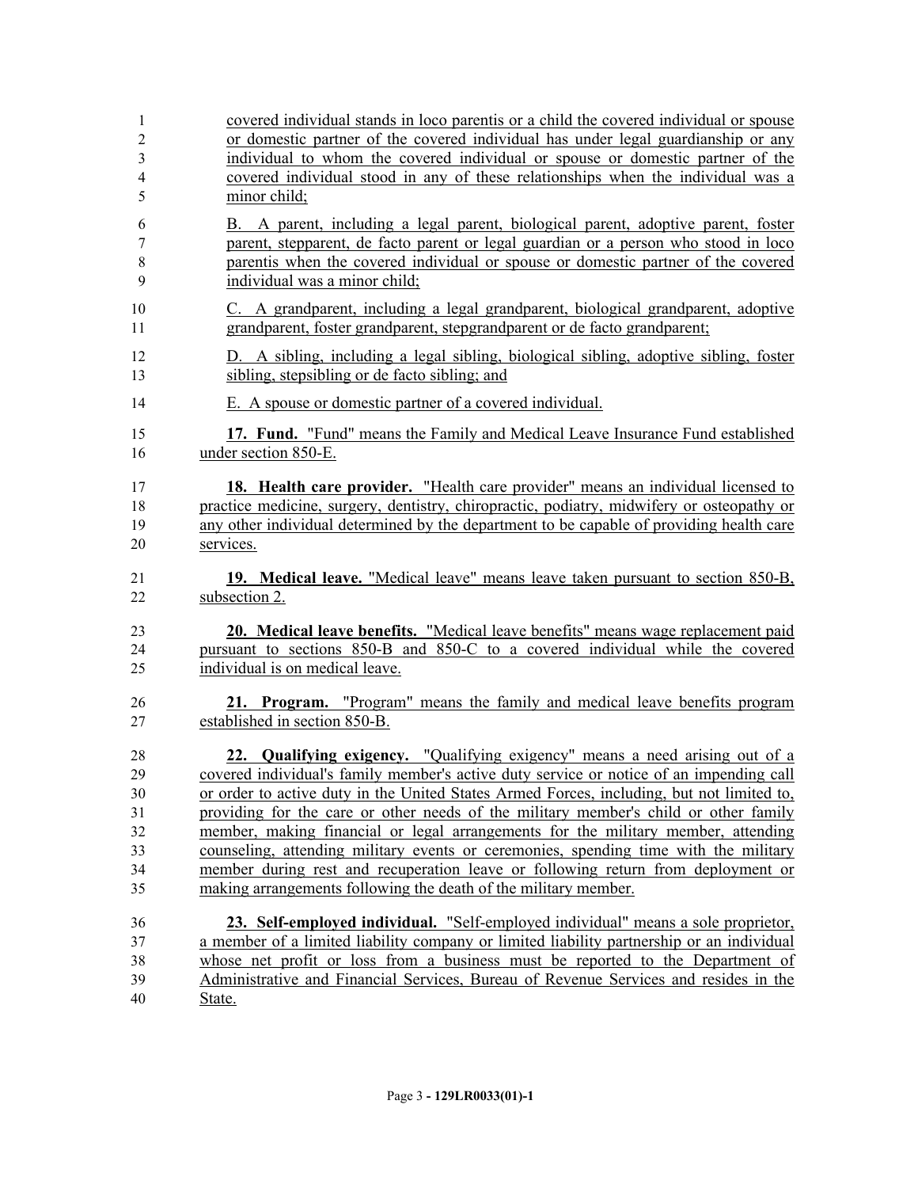covered individual stands in loco parentis or a child the covered individual or spouse or domestic partner of the covered individual has under legal guardianship or any individual to whom the covered individual or spouse or domestic partner of the covered individual stood in any of these relationships when the individual was a minor child;

B. A parent, including a legal parent, biological parent, adoptive parent, foster parent, stepparent, de facto parent or legal guardian or a person who stood in loco parentis when the covered individual or spouse or domestic partner of the covered individual was a minor child;

C. A grandparent, including a legal grandparent, biological grandparent, adoptive grandparent, foster grandparent, stepgrandparent or de facto grandparent;

D. A sibling, including a legal sibling, biological sibling, adoptive sibling, foster sibling, stepsibling or de facto sibling; and

E. A spouse or domestic partner of a covered individual.

**17. Fund.** "Fund" means the Family and Medical Leave Insurance Fund established under section 850-E.

**18. Health care provider.** "Health care provider" means an individual licensed to practice medicine, surgery, dentistry, chiropractic, podiatry, midwifery or osteopathy or any other individual determined by the department to be capable of providing health care services.

**19. Medical leave.** "Medical leave" means leave taken pursuant to section 850-B, subsection 2.

**20. Medical leave benefits.** "Medical leave benefits" means wage replacement paid pursuant to sections 850-B and 850-C to a covered individual while the covered individual is on medical leave.

**21. Program.** "Program" means the family and medical leave benefits program established in section 850-B.

**22. Qualifying exigency.** "Qualifying exigency" means a need arising out of a covered individual's family member's active duty service or notice of an impending call or order to active duty in the United States Armed Forces, including, but not limited to, providing for the care or other needs of the military member's child or other family member, making financial or legal arrangements for the military member, attending counseling, attending military events or ceremonies, spending time with the military member during rest and recuperation leave or following return from deployment or making arrangements following the death of the military member.

**23. Self-employed individual.** "Self-employed individual" means a sole proprietor, a member of a limited liability company or limited liability partnership or an individual whose net profit or loss from a business must be reported to the Department of Administrative and Financial Services, Bureau of Revenue Services and resides in the State.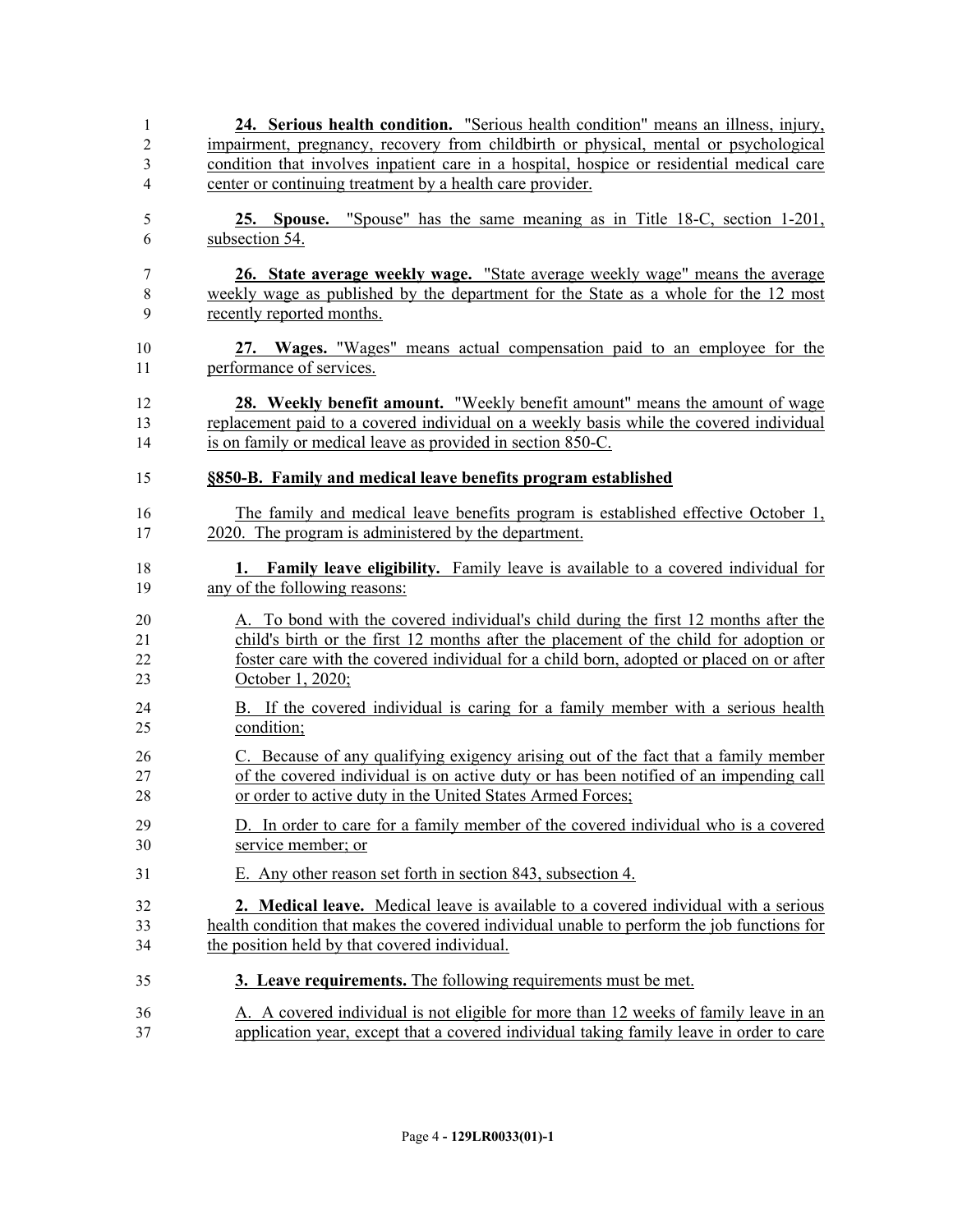**24. Serious health condition.** "Serious health condition" means an illness, injury, impairment, pregnancy, recovery from childbirth or physical, mental or psychological condition that involves inpatient care in a hospital, hospice or residential medical care center or continuing treatment by a health care provider.

**25. Spouse.** "Spouse" has the same meaning as in Title 18-C, section 1-201, subsection 54.

**26. State average weekly wage.** "State average weekly wage" means the average weekly wage as published by the department for the State as a whole for the 12 most recently reported months.

**27. Wages.** "Wages" means actual compensation paid to an employee for the performance of services.

**28. Weekly benefit amount.** "Weekly benefit amount" means the amount of wage replacement paid to a covered individual on a weekly basis while the covered individual is on family or medical leave as provided in section 850-C.

**§850-B. Family and medical leave benefits program established**

The family and medical leave benefits program is established effective October 1, 2020. The program is administered by the department.

**1. Family leave eligibility.** Family leave is available to a covered individual for any of the following reasons:

A. To bond with the covered individual's child during the first 12 months after the child's birth or the first 12 months after the placement of the child for adoption or foster care with the covered individual for a child born, adopted or placed on or after October 1, 2020;

B. If the covered individual is caring for a family member with a serious health condition;

C. Because of any qualifying exigency arising out of the fact that a family member of the covered individual is on active duty or has been notified of an impending call or order to active duty in the United States Armed Forces;

D. In order to care for a family member of the covered individual who is a covered service member; or

E. Any other reason set forth in section 843, subsection 4.

**2. Medical leave.** Medical leave is available to a covered individual with a serious health condition that makes the covered individual unable to perform the job functions for the position held by that covered individual.

**3. Leave requirements.** The following requirements must be met.

A. A covered individual is not eligible for more than 12 weeks of family leave in an application year, except that a covered individual taking family leave in order to care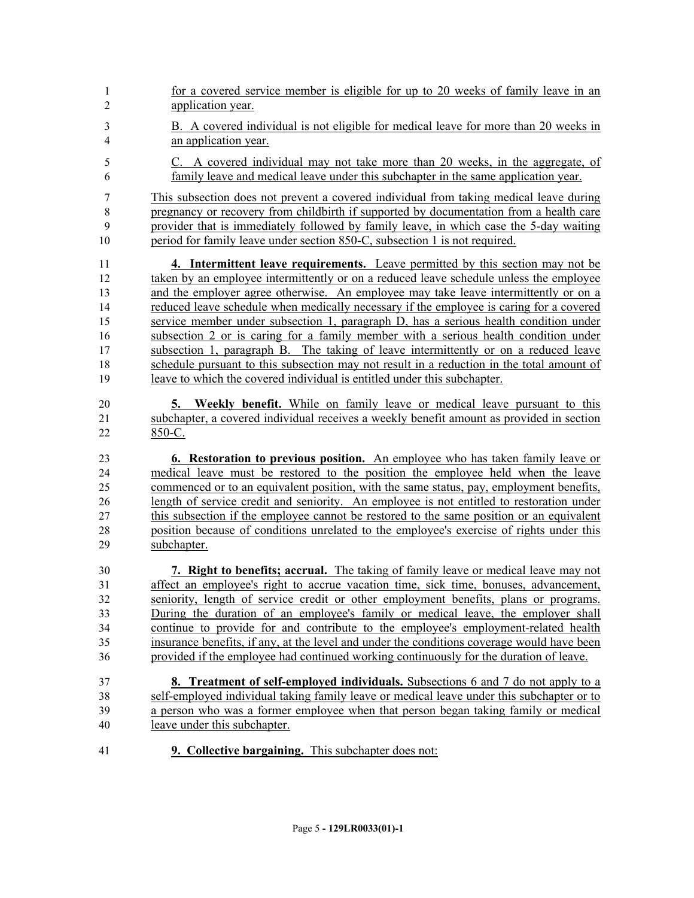for a covered service member is eligible for up to 20 weeks of family leave in an application year.

B. A covered individual is not eligible for medical leave for more than 20 weeks in an application year.

C. A covered individual may not take more than 20 weeks, in the aggregate, of family leave and medical leave under this subchapter in the same application year.

This subsection does not prevent a covered individual from taking medical leave during pregnancy or recovery from childbirth if supported by documentation from a health care provider that is immediately followed by family leave, in which case the 5-day waiting period for family leave under section 850-C, subsection 1 is not required.

**4. Intermittent leave requirements.** Leave permitted by this section may not be taken by an employee intermittently or on a reduced leave schedule unless the employee and the employer agree otherwise. An employee may take leave intermittently or on a reduced leave schedule when medically necessary if the employee is caring for a covered service member under subsection 1, paragraph D, has a serious health condition under subsection 2 or is caring for a family member with a serious health condition under subsection 1, paragraph B. The taking of leave intermittently or on a reduced leave schedule pursuant to this subsection may not result in a reduction in the total amount of leave to which the covered individual is entitled under this subchapter.

**5. Weekly benefit.** While on family leave or medical leave pursuant to this subchapter, a covered individual receives a weekly benefit amount as provided in section 850-C.

**6. Restoration to previous position.** An employee who has taken family leave or medical leave must be restored to the position the employee held when the leave commenced or to an equivalent position, with the same status, pay, employment benefits, length of service credit and seniority. An employee is not entitled to restoration under this subsection if the employee cannot be restored to the same position or an equivalent position because of conditions unrelated to the employee's exercise of rights under this subchapter.

**7. Right to benefits; accrual.** The taking of family leave or medical leave may not affect an employee's right to accrue vacation time, sick time, bonuses, advancement, seniority, length of service credit or other employment benefits, plans or programs. During the duration of an employee's family or medical leave, the employer shall continue to provide for and contribute to the employee's employment-related health insurance benefits, if any, at the level and under the conditions coverage would have been provided if the employee had continued working continuously for the duration of leave.

**8. Treatment of self-employed individuals.** Subsections 6 and 7 do not apply to a self-employed individual taking family leave or medical leave under this subchapter or to a person who was a former employee when that person began taking family or medical leave under this subchapter.

**9. Collective bargaining.** This subchapter does not: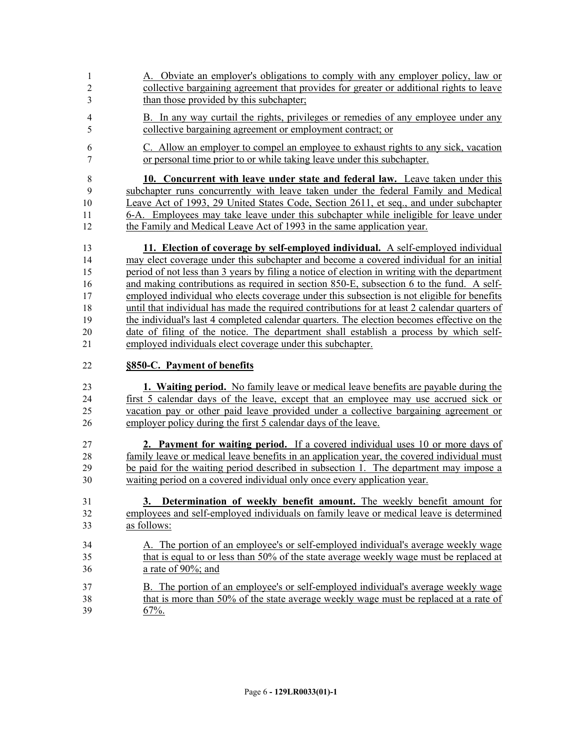A. Obviate an employer's obligations to comply with any employer policy, law or collective bargaining agreement that provides for greater or additional rights to leave than those provided by this subchapter;

B. In any way curtail the rights, privileges or remedies of any employee under any collective bargaining agreement or employment contract; or

C. Allow an employer to compel an employee to exhaust rights to any sick, vacation or personal time prior to or while taking leave under this subchapter.

**10. Concurrent with leave under state and federal law.** Leave taken under this subchapter runs concurrently with leave taken under the federal Family and Medical Leave Act of 1993, 29 United States Code, Section 2611, et seq., and under subchapter 6-A. Employees may take leave under this subchapter while ineligible for leave under the Family and Medical Leave Act of 1993 in the same application year.

**11. Election of coverage by self-employed individual.** A self-employed individual may elect coverage under this subchapter and become a covered individual for an initial period of not less than 3 years by filing a notice of election in writing with the department and making contributions as required in section 850-E, subsection 6 to the fund. A self-employed individual who elects coverage under this subsection is not eligible for benefits until that individual has made the required contributions for at least 2 calendar quarters of the individual's last 4 completed calendar quarters. The election becomes effective on the date of filing of the notice. The department shall establish a process by which self-employed individuals elect coverage under this subchapter.

**§850-C. Payment of benefits**

**1. Waiting period.** No family leave or medical leave benefits are payable during the first 5 calendar days of the leave, except that an employee may use accrued sick or vacation pay or other paid leave provided under a collective bargaining agreement or employer policy during the first 5 calendar days of the leave.

**2. Payment for waiting period.** If a covered individual uses 10 or more days of family leave or medical leave benefits in an application year, the covered individual must be paid for the waiting period described in subsection 1. The department may impose a waiting period on a covered individual only once every application year.

**3. Determination of weekly benefit amount.** The weekly benefit amount for employees and self-employed individuals on family leave or medical leave is determined as follows:

A. The portion of an employee's or self-employed individual's average weekly wage that is equal to or less than 50% of the state average weekly wage must be replaced at a rate of 90%; and

B. The portion of an employee's or self-employed individual's average weekly wage that is more than 50% of the state average weekly wage must be replaced at a rate of 67%.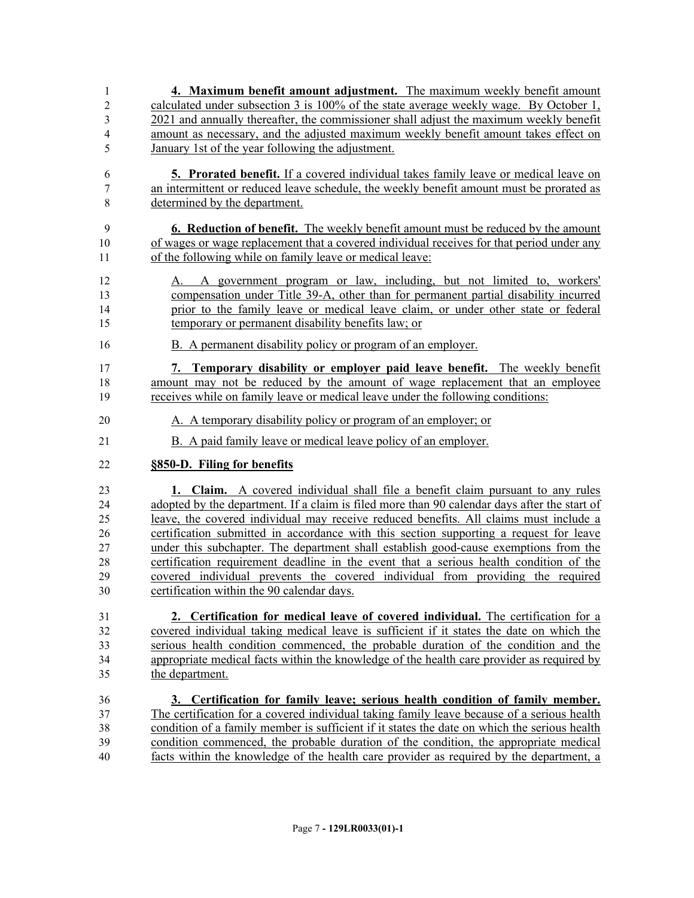**4. Maximum benefit amount adjustment.** The maximum weekly benefit amount calculated under subsection 3 is 100% of the state average weekly wage. By October 1, 2021 and annually thereafter, the commissioner shall adjust the maximum weekly benefit amount as necessary, and the adjusted maximum weekly benefit amount takes effect on January 1st of the year following the adjustment.

**5. Prorated benefit.** If a covered individual takes family leave or medical leave on an intermittent or reduced leave schedule, the weekly benefit amount must be prorated as determined by the department.

**6. Reduction of benefit.** The weekly benefit amount must be reduced by the amount of wages or wage replacement that a covered individual receives for that period under any of the following while on family leave or medical leave:

A. A government program or law, including, but not limited to, workers' compensation under Title 39-A, other than for permanent partial disability incurred prior to the family leave or medical leave claim, or under other state or federal temporary or permanent disability benefits law; or

B. A permanent disability policy or program of an employer.

**7. Temporary disability or employer paid leave benefit.** The weekly benefit amount may not be reduced by the amount of wage replacement that an employee receives while on family leave or medical leave under the following conditions:

A. A temporary disability policy or program of an employer; or

B. A paid family leave or medical leave policy of an employer.

**§850-D. Filing for benefits**

**1. Claim.** A covered individual shall file a benefit claim pursuant to any rules adopted by the department. If a claim is filed more than 90 calendar days after the start of leave, the covered individual may receive reduced benefits. All claims must include a certification submitted in accordance with this section supporting a request for leave under this subchapter. The department shall establish good-cause exemptions from the certification requirement deadline in the event that a serious health condition of the covered individual prevents the covered individual from providing the required certification within the 90 calendar days.

**2. Certification for medical leave of covered individual.** The certification for a covered individual taking medical leave is sufficient if it states the date on which the serious health condition commenced, the probable duration of the condition and the appropriate medical facts within the knowledge of the health care provider as required by the department.

**3. Certification for family leave; serious health condition of family member.** The certification for a covered individual taking family leave because of a serious health condition of a family member is sufficient if it states the date on which the serious health condition commenced, the probable duration of the condition, the appropriate medical facts within the knowledge of the health care provider as required by the department, a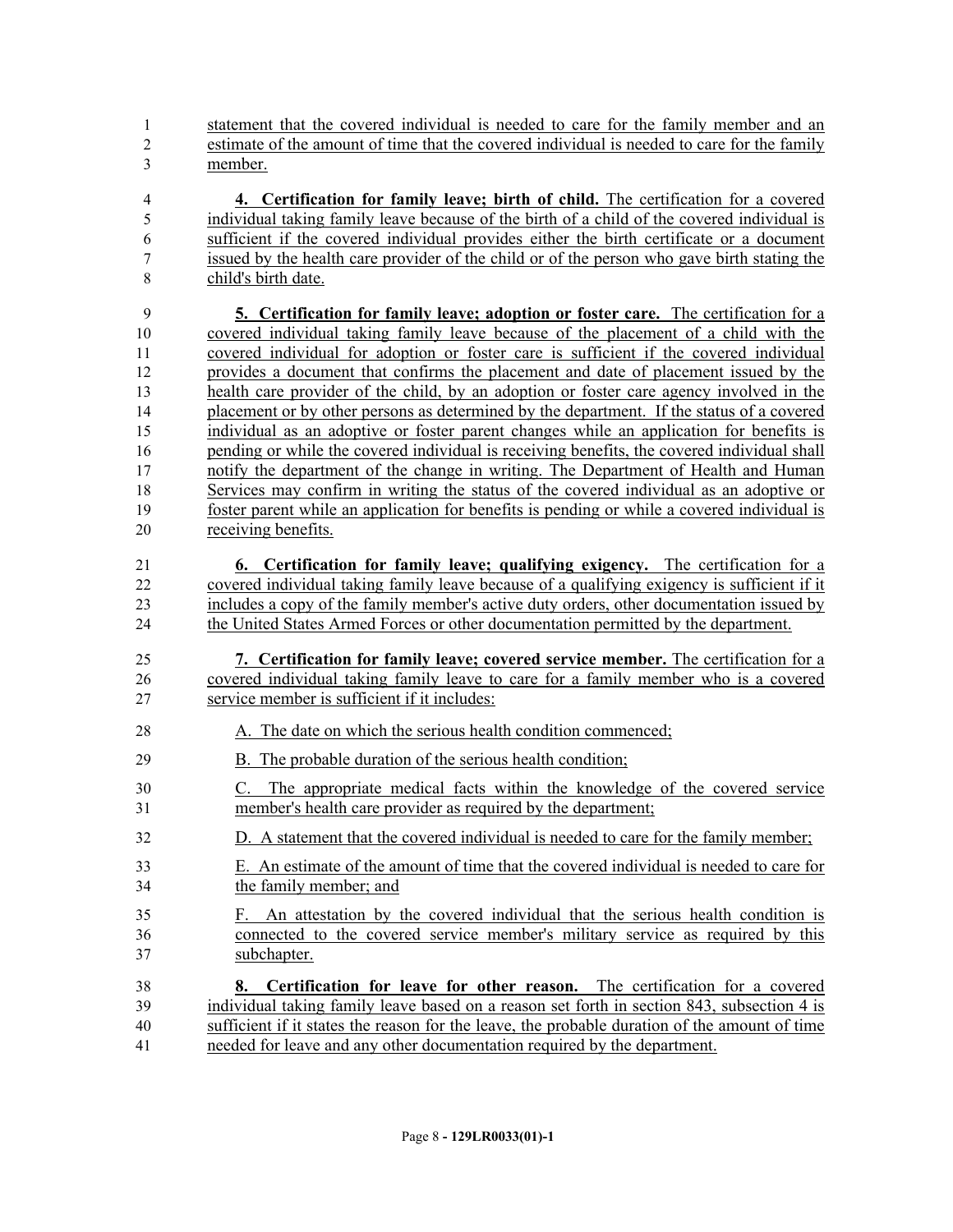statement that the covered individual is needed to care for the family member and an estimate of the amount of time that the covered individual is needed to care for the family member.

**4. Certification for family leave; birth of child.** The certification for a covered individual taking family leave because of the birth of a child of the covered individual is sufficient if the covered individual provides either the birth certificate or a document issued by the health care provider of the child or of the person who gave birth stating the child's birth date.

**5. Certification for family leave; adoption or foster care.** The certification for a covered individual taking family leave because of the placement of a child with the covered individual for adoption or foster care is sufficient if the covered individual provides a document that confirms the placement and date of placement issued by the health care provider of the child, by an adoption or foster care agency involved in the placement or by other persons as determined by the department. If the status of a covered individual as an adoptive or foster parent changes while an application for benefits is pending or while the covered individual is receiving benefits, the covered individual shall notify the department of the change in writing. The Department of Health and Human Services may confirm in writing the status of the covered individual as an adoptive or foster parent while an application for benefits is pending or while a covered individual is receiving benefits.

**6. Certification for family leave; qualifying exigency.** The certification for a covered individual taking family leave because of a qualifying exigency is sufficient if it includes a copy of the family member's active duty orders, other documentation issued by the United States Armed Forces or other documentation permitted by the department.

**7. Certification for family leave; covered service member.** The certification for a covered individual taking family leave to care for a family member who is a covered service member is sufficient if it includes:

A. The date on which the serious health condition commenced;

B. The probable duration of the serious health condition;

C. The appropriate medical facts within the knowledge of the covered service member's health care provider as required by the department;

D. A statement that the covered individual is needed to care for the family member;

E. An estimate of the amount of time that the covered individual is needed to care for the family member; and

F. An attestation by the covered individual that the serious health condition is connected to the covered service member's military service as required by this subchapter.

**8. Certification for leave for other reason.** The certification for a covered individual taking family leave based on a reason set forth in section 843, subsection 4 is sufficient if it states the reason for the leave, the probable duration of the amount of time needed for leave and any other documentation required by the department.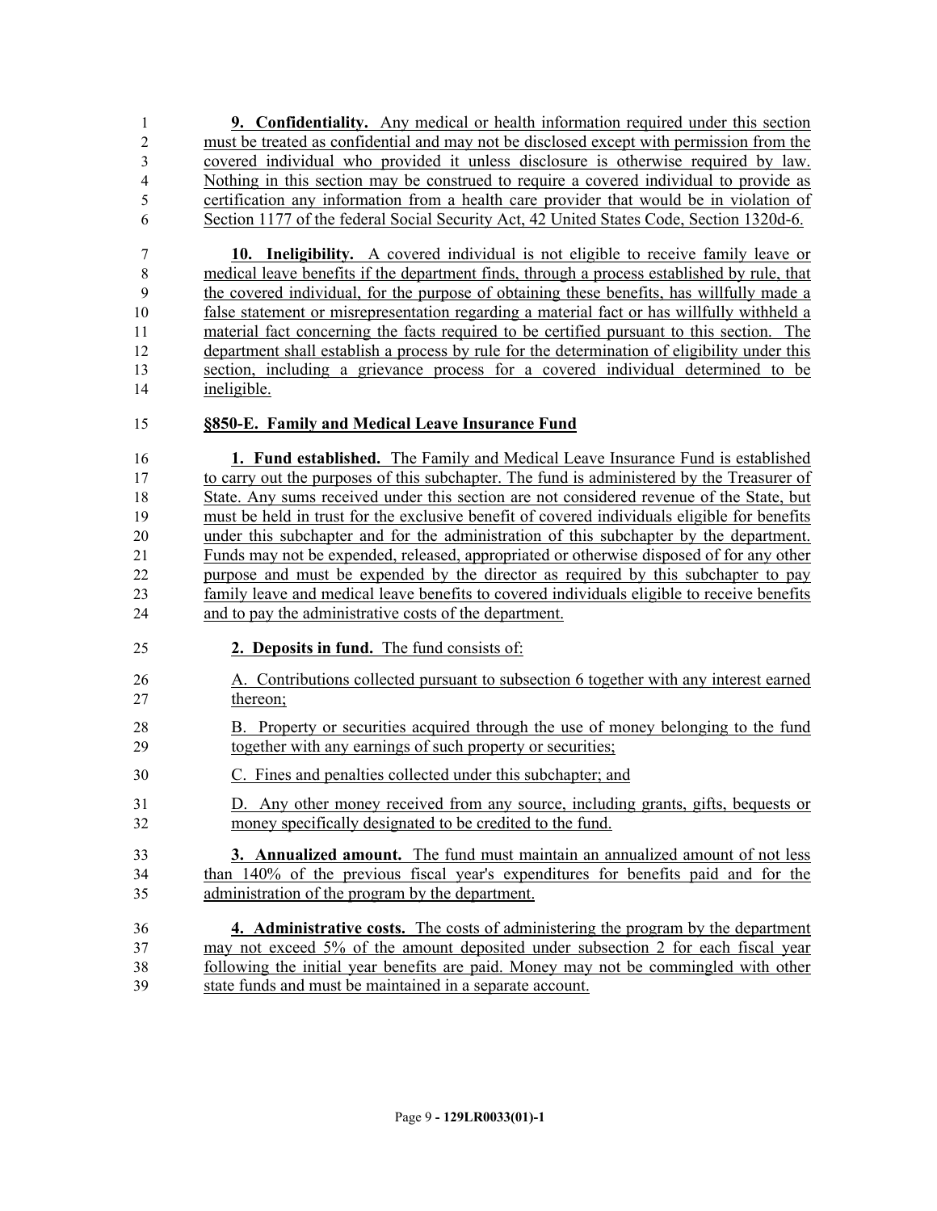**9. Confidentiality.** Any medical or health information required under this section must be treated as confidential and may not be disclosed except with permission from the covered individual who provided it unless disclosure is otherwise required by law. Nothing in this section may be construed to require a covered individual to provide as certification any information from a health care provider that would be in violation of Section 1177 of the federal Social Security Act, 42 United States Code, Section 1320d-6.

**10. Ineligibility.** A covered individual is not eligible to receive family leave or medical leave benefits if the department finds, through a process established by rule, that the covered individual, for the purpose of obtaining these benefits, has willfully made a false statement or misrepresentation regarding a material fact or has willfully withheld a material fact concerning the facts required to be certified pursuant to this section. The department shall establish a process by rule for the determination of eligibility under this section, including a grievance process for a covered individual determined to be ineligible.

**§850-E. Family and Medical Leave Insurance Fund**

**1. Fund established.** The Family and Medical Leave Insurance Fund is established to carry out the purposes of this subchapter. The fund is administered by the Treasurer of State. Any sums received under this section are not considered revenue of the State, but must be held in trust for the exclusive benefit of covered individuals eligible for benefits under this subchapter and for the administration of this subchapter by the department. Funds may not be expended, released, appropriated or otherwise disposed of for any other purpose and must be expended by the director as required by this subchapter to pay family leave and medical leave benefits to covered individuals eligible to receive benefits and to pay the administrative costs of the department.

**2. Deposits in fund.** The fund consists of:

A. Contributions collected pursuant to subsection 6 together with any interest earned thereon;

B. Property or securities acquired through the use of money belonging to the fund together with any earnings of such property or securities;

C. Fines and penalties collected under this subchapter; and

D. Any other money received from any source, including grants, gifts, bequests or money specifically designated to be credited to the fund.

**3. Annualized amount.** The fund must maintain an annualized amount of not less than 140% of the previous fiscal year's expenditures for benefits paid and for the administration of the program by the department.

**4. Administrative costs.** The costs of administering the program by the department may not exceed 5% of the amount deposited under subsection 2 for each fiscal year following the initial year benefits are paid. Money may not be commingled with other state funds and must be maintained in a separate account.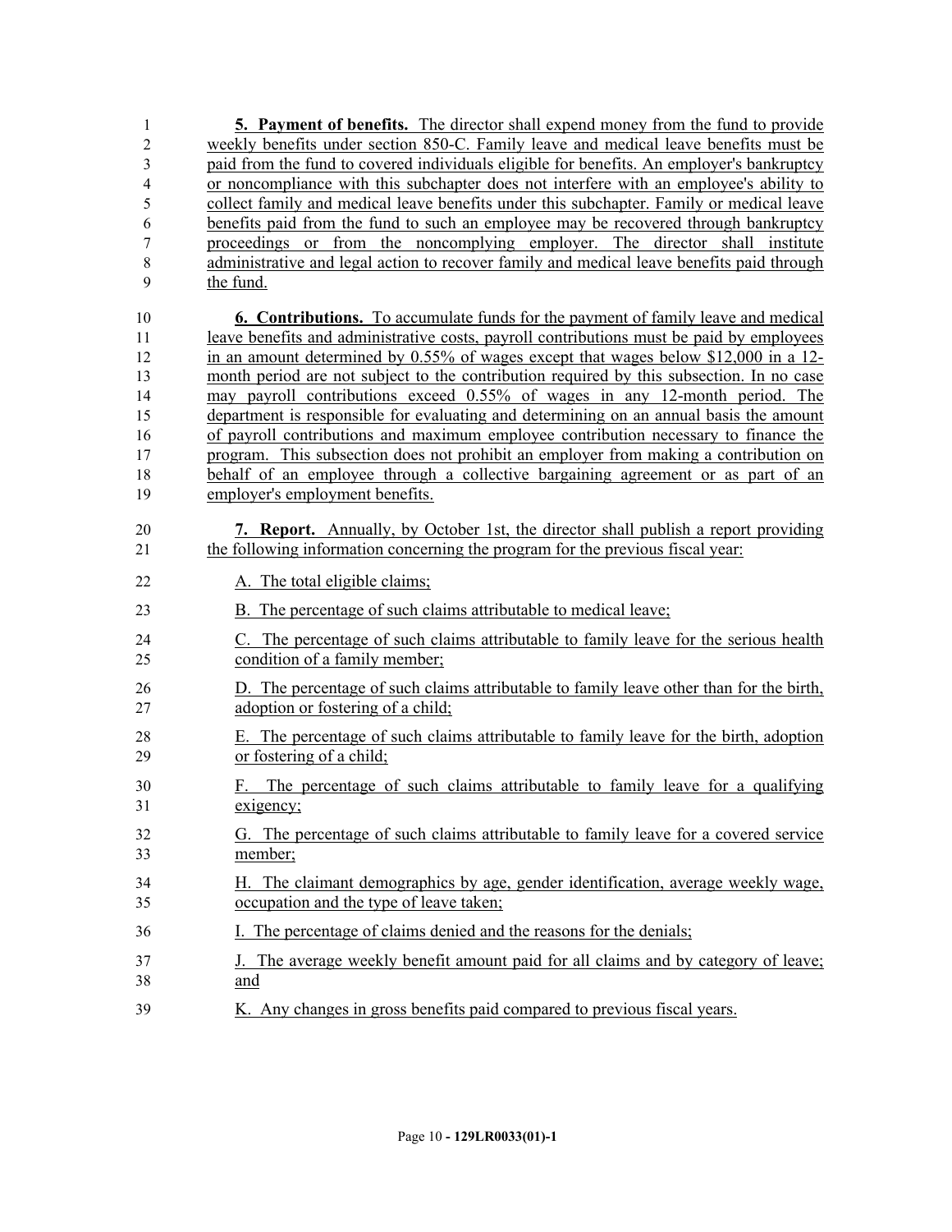**5. Payment of benefits.** The director shall expend money from the fund to provide weekly benefits under section 850-C. Family leave and medical leave benefits must be paid from the fund to covered individuals eligible for benefits. An employer's bankruptcy or noncompliance with this subchapter does not interfere with an employee's ability to collect family and medical leave benefits under this subchapter. Family or medical leave benefits paid from the fund to such an employee may be recovered through bankruptcy proceedings or from the noncomplying employer. The director shall institute administrative and legal action to recover family and medical leave benefits paid through the fund.

**6. Contributions.** To accumulate funds for the payment of family leave and medical leave benefits and administrative costs, payroll contributions must be paid by employees in an amount determined by 0.55% of wages except that wages below $12,000 in a 12-month period are not subject to the contribution required by this subsection. In no case may payroll contributions exceed 0.55% of wages in any 12-month period. The department is responsible for evaluating and determining on an annual basis the amount of payroll contributions and maximum employee contribution necessary to finance the program. This subsection does not prohibit an employer from making a contribution on behalf of an employee through a collective bargaining agreement or as part of an employer's employment benefits.

**7. Report.** Annually, by October 1st, the director shall publish a report providing the following information concerning the program for the previous fiscal year:

A. The total eligible claims;

B. The percentage of such claims attributable to medical leave;

C. The percentage of such claims attributable to family leave for the serious health condition of a family member;

D. The percentage of such claims attributable to family leave other than for the birth, adoption or fostering of a child;

E. The percentage of such claims attributable to family leave for the birth, adoption or fostering of a child;

F. The percentage of such claims attributable to family leave for a qualifying exigency;

G. The percentage of such claims attributable to family leave for a covered service member;

H. The claimant demographics by age, gender identification, average weekly wage, occupation and the type of leave taken;

I. The percentage of claims denied and the reasons for the denials;

J. The average weekly benefit amount paid for all claims and by category of leave; and

K. Any changes in gross benefits paid compared to previous fiscal years.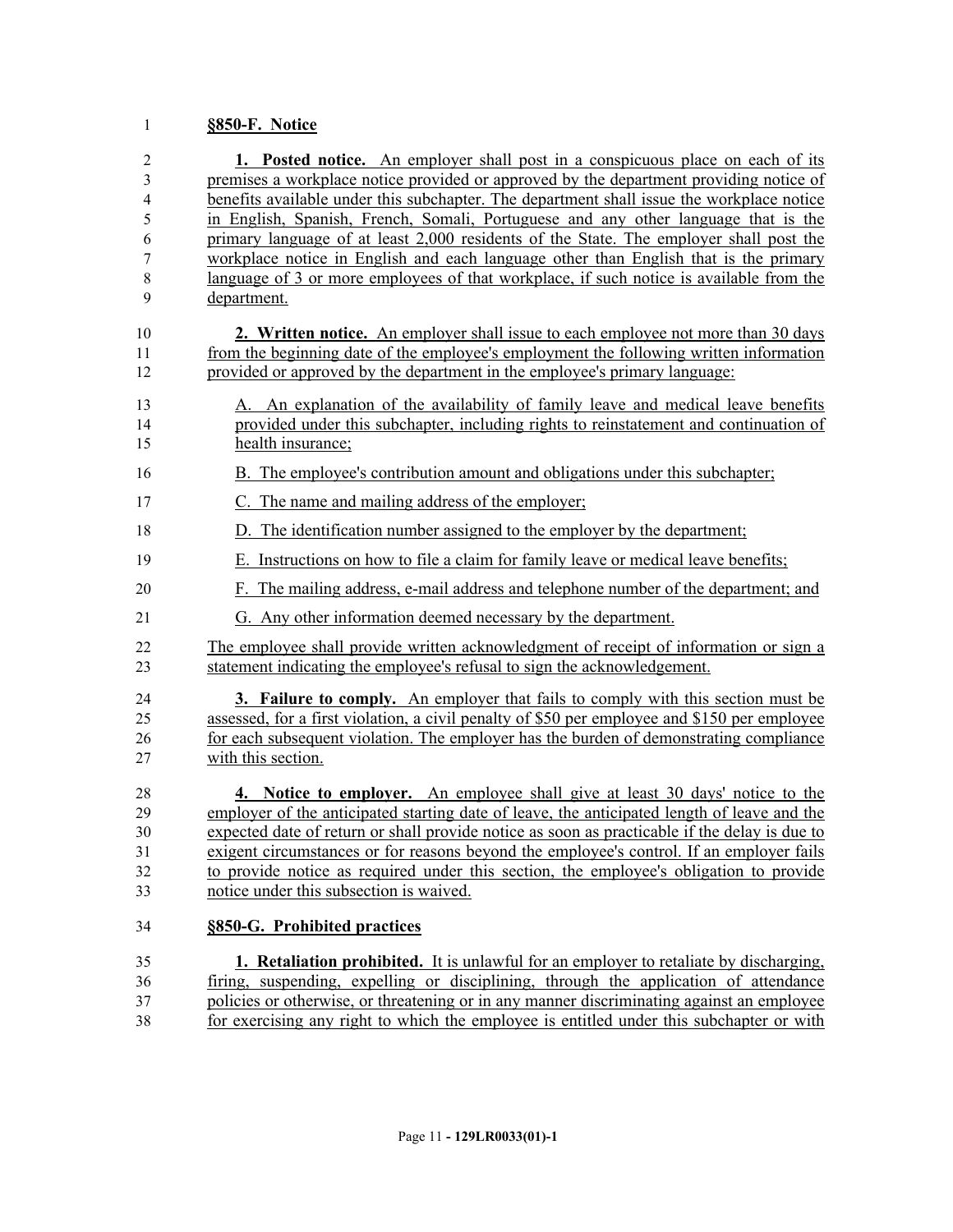**§850-F. Notice**

**1. Posted notice.** An employer shall post in a conspicuous place on each of its premises a workplace notice provided or approved by the department providing notice of benefits available under this subchapter. The department shall issue the workplace notice in English, Spanish, French, Somali, Portuguese and any other language that is the primary language of at least 2,000 residents of the State. The employer shall post the workplace notice in English and each language other than English that is the primary language of 3 or more employees of that workplace, if such notice is available from the department.

**2. Written notice.** An employer shall issue to each employee not more than 30 days from the beginning date of the employee's employment the following written information provided or approved by the department in the employee's primary language:

A. An explanation of the availability of family leave and medical leave benefits provided under this subchapter, including rights to reinstatement and continuation of health insurance;

B. The employee's contribution amount and obligations under this subchapter;

C. The name and mailing address of the employer;

D. The identification number assigned to the employer by the department;

E. Instructions on how to file a claim for family leave or medical leave benefits;

F. The mailing address, e-mail address and telephone number of the department; and

G. Any other information deemed necessary by the department.

The employee shall provide written acknowledgment of receipt of information or sign a statement indicating the employee's refusal to sign the acknowledgement.

**3. Failure to comply.** An employer that fails to comply with this section must be assessed, for a first violation, a civil penalty of $50 per employee and $150 per employee for each subsequent violation. The employer has the burden of demonstrating compliance with this section.

**4. Notice to employer.** An employee shall give at least 30 days' notice to the employer of the anticipated starting date of leave, the anticipated length of leave and the expected date of return or shall provide notice as soon as practicable if the delay is due to exigent circumstances or for reasons beyond the employee's control. If an employer fails to provide notice as required under this section, the employee's obligation to provide notice under this subsection is waived.

**§850-G. Prohibited practices**

**1. Retaliation prohibited.** It is unlawful for an employer to retaliate by discharging, firing, suspending, expelling or disciplining, through the application of attendance policies or otherwise, or threatening or in any manner discriminating against an employee for exercising any right to which the employee is entitled under this subchapter or with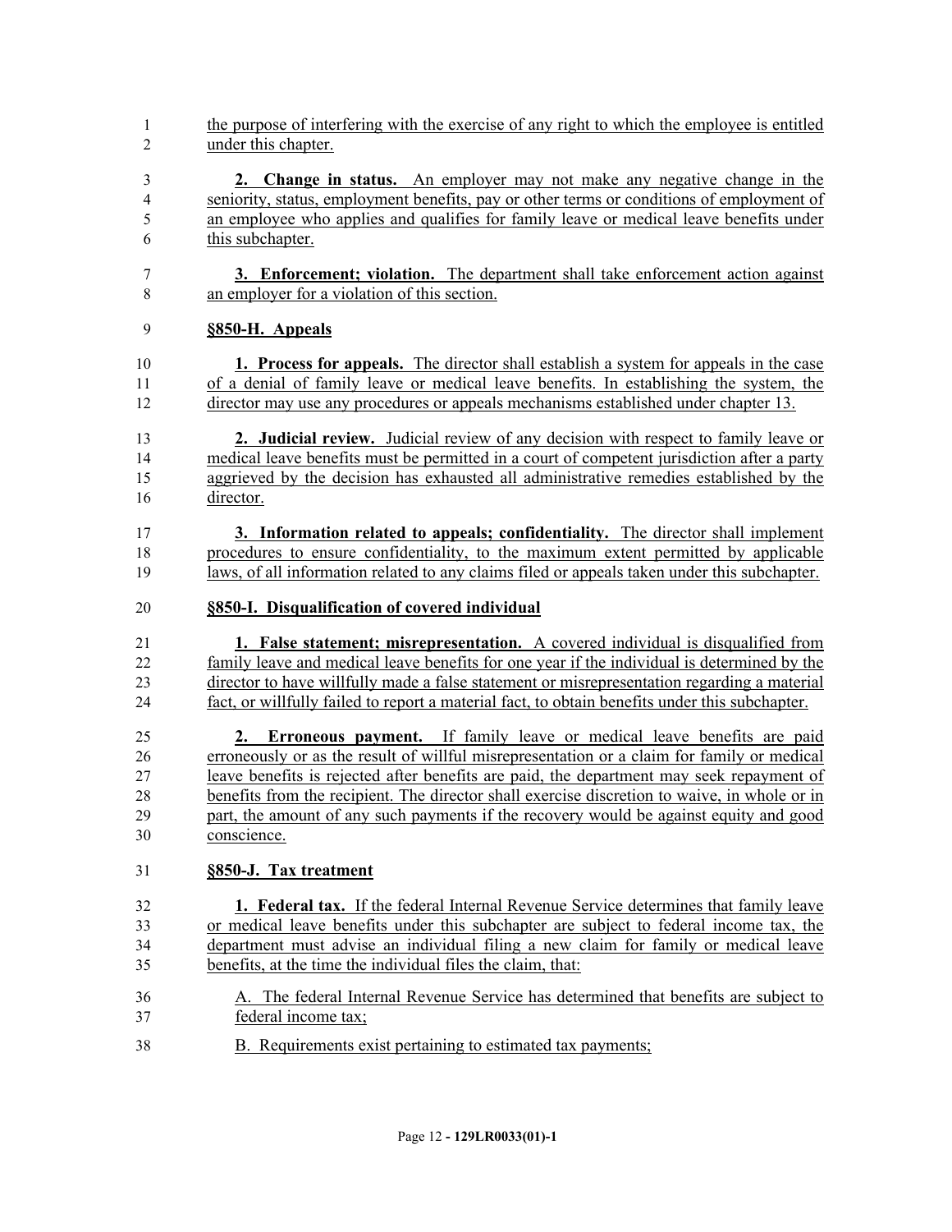the purpose of interfering with the exercise of any right to which the employee is entitled under this chapter.

**2. Change in status.** An employer may not make any negative change in the seniority, status, employment benefits, pay or other terms or conditions of employment of an employee who applies and qualifies for family leave or medical leave benefits under this subchapter.

**3. Enforcement; violation.** The department shall take enforcement action against an employer for a violation of this section.

**§850-H. Appeals**

**1. Process for appeals.** The director shall establish a system for appeals in the case of a denial of family leave or medical leave benefits. In establishing the system, the director may use any procedures or appeals mechanisms established under chapter 13.

**2. Judicial review.** Judicial review of any decision with respect to family leave or medical leave benefits must be permitted in a court of competent jurisdiction after a party aggrieved by the decision has exhausted all administrative remedies established by the director.

**3. Information related to appeals; confidentiality.** The director shall implement procedures to ensure confidentiality, to the maximum extent permitted by applicable laws, of all information related to any claims filed or appeals taken under this subchapter.

**§850-I. Disqualification of covered individual**

**1. False statement; misrepresentation.** A covered individual is disqualified from family leave and medical leave benefits for one year if the individual is determined by the director to have willfully made a false statement or misrepresentation regarding a material fact, or willfully failed to report a material fact, to obtain benefits under this subchapter.

**2. Erroneous payment.** If family leave or medical leave benefits are paid erroneously or as the result of willful misrepresentation or a claim for family or medical leave benefits is rejected after benefits are paid, the department may seek repayment of benefits from the recipient. The director shall exercise discretion to waive, in whole or in part, the amount of any such payments if the recovery would be against equity and good conscience.

**§850-J. Tax treatment**

**1. Federal tax.** If the federal Internal Revenue Service determines that family leave or medical leave benefits under this subchapter are subject to federal income tax, the department must advise an individual filing a new claim for family or medical leave benefits, at the time the individual files the claim, that:

A. The federal Internal Revenue Service has determined that benefits are subject to federal income tax;

B. Requirements exist pertaining to estimated tax payments;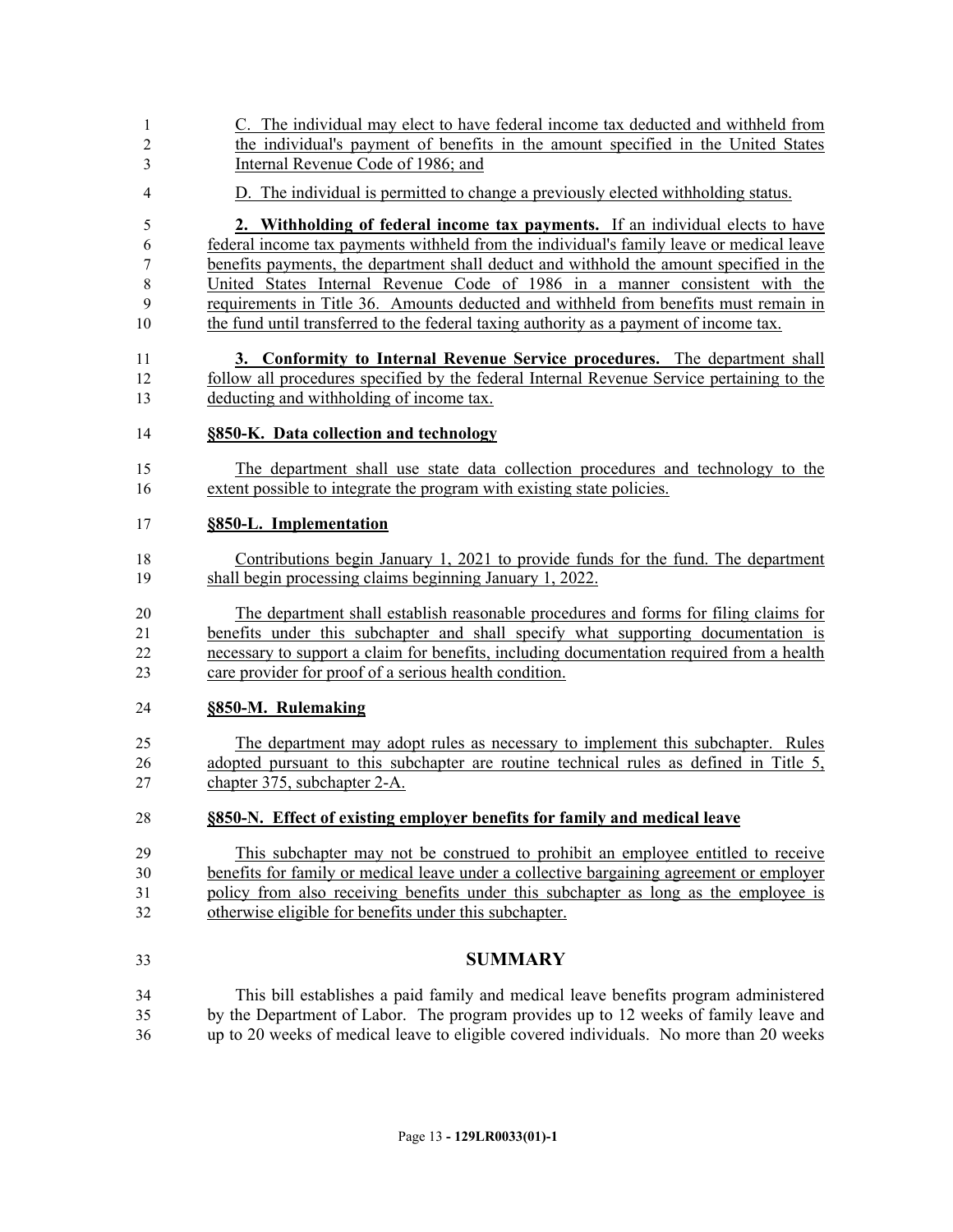C. The individual may elect to have federal income tax deducted and withheld from the individual's payment of benefits in the amount specified in the United States Internal Revenue Code of 1986; and

D. The individual is permitted to change a previously elected withholding status.

**2. Withholding of federal income tax payments.** If an individual elects to have federal income tax payments withheld from the individual's family leave or medical leave benefits payments, the department shall deduct and withhold the amount specified in the United States Internal Revenue Code of 1986 in a manner consistent with the requirements in Title 36. Amounts deducted and withheld from benefits must remain in the fund until transferred to the federal taxing authority as a payment of income tax.

**3. Conformity to Internal Revenue Service procedures.** The department shall follow all procedures specified by the federal Internal Revenue Service pertaining to the deducting and withholding of income tax.

**§850-K. Data collection and technology**

The department shall use state data collection procedures and technology to the extent possible to integrate the program with existing state policies.

**§850-L. Implementation**

Contributions begin January 1, 2021 to provide funds for the fund. The department shall begin processing claims beginning January 1, 2022.

The department shall establish reasonable procedures and forms for filing claims for benefits under this subchapter and shall specify what supporting documentation is necessary to support a claim for benefits, including documentation required from a health care provider for proof of a serious health condition.

**§850-M. Rulemaking**

The department may adopt rules as necessary to implement this subchapter. Rules adopted pursuant to this subchapter are routine technical rules as defined in Title 5, chapter 375, subchapter 2-A.

**§850-N. Effect of existing employer benefits for family and medical leave**

This subchapter may not be construed to prohibit an employee entitled to receive benefits for family or medical leave under a collective bargaining agreement or employer policy from also receiving benefits under this subchapter as long as the employee is otherwise eligible for benefits under this subchapter.

## SUMMARY

This bill establishes a paid family and medical leave benefits program administered by the Department of Labor. The program provides up to 12 weeks of family leave and up to 20 weeks of medical leave to eligible covered individuals. No more than 20 weeks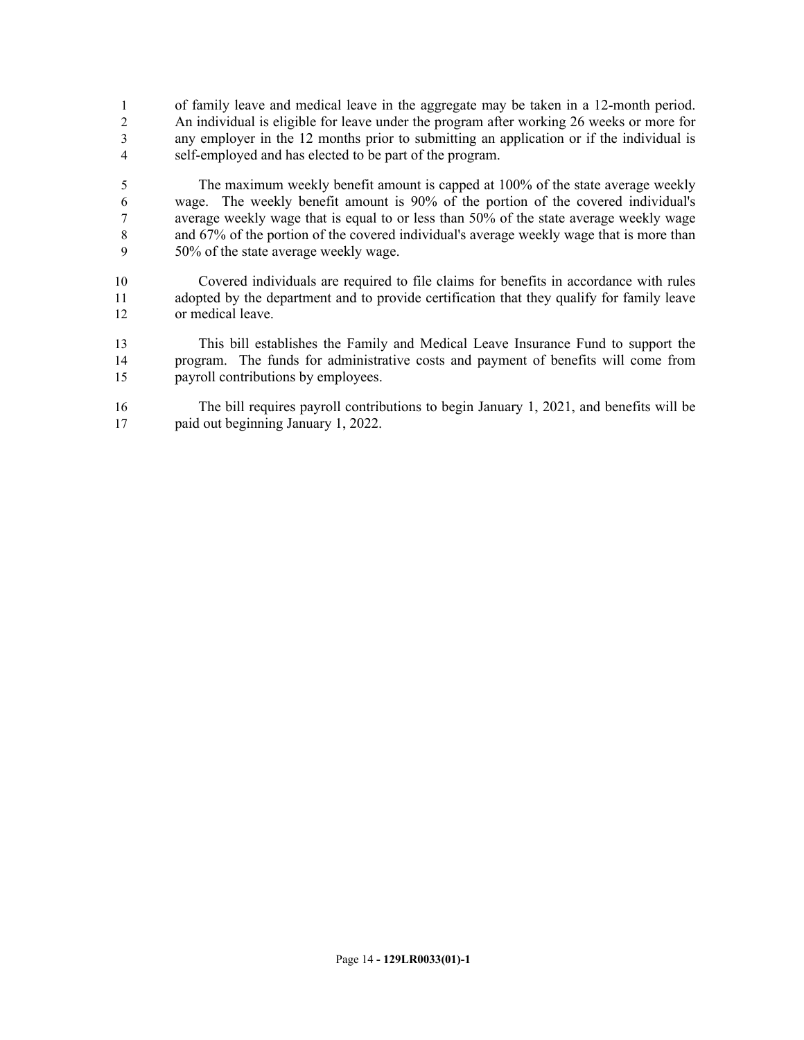of family leave and medical leave in the aggregate may be taken in a 12-month period. An individual is eligible for leave under the program after working 26 weeks or more for any employer in the 12 months prior to submitting an application or if the individual is self-employed and has elected to be part of the program.

The maximum weekly benefit amount is capped at 100% of the state average weekly wage. The weekly benefit amount is 90% of the portion of the covered individual's average weekly wage that is equal to or less than 50% of the state average weekly wage and 67% of the portion of the covered individual's average weekly wage that is more than 50% of the state average weekly wage.

Covered individuals are required to file claims for benefits in accordance with rules adopted by the department and to provide certification that they qualify for family leave or medical leave.

This bill establishes the Family and Medical Leave Insurance Fund to support the program. The funds for administrative costs and payment of benefits will come from payroll contributions by employees.

The bill requires payroll contributions to begin January 1, 2021, and benefits will be paid out beginning January 1, 2022.